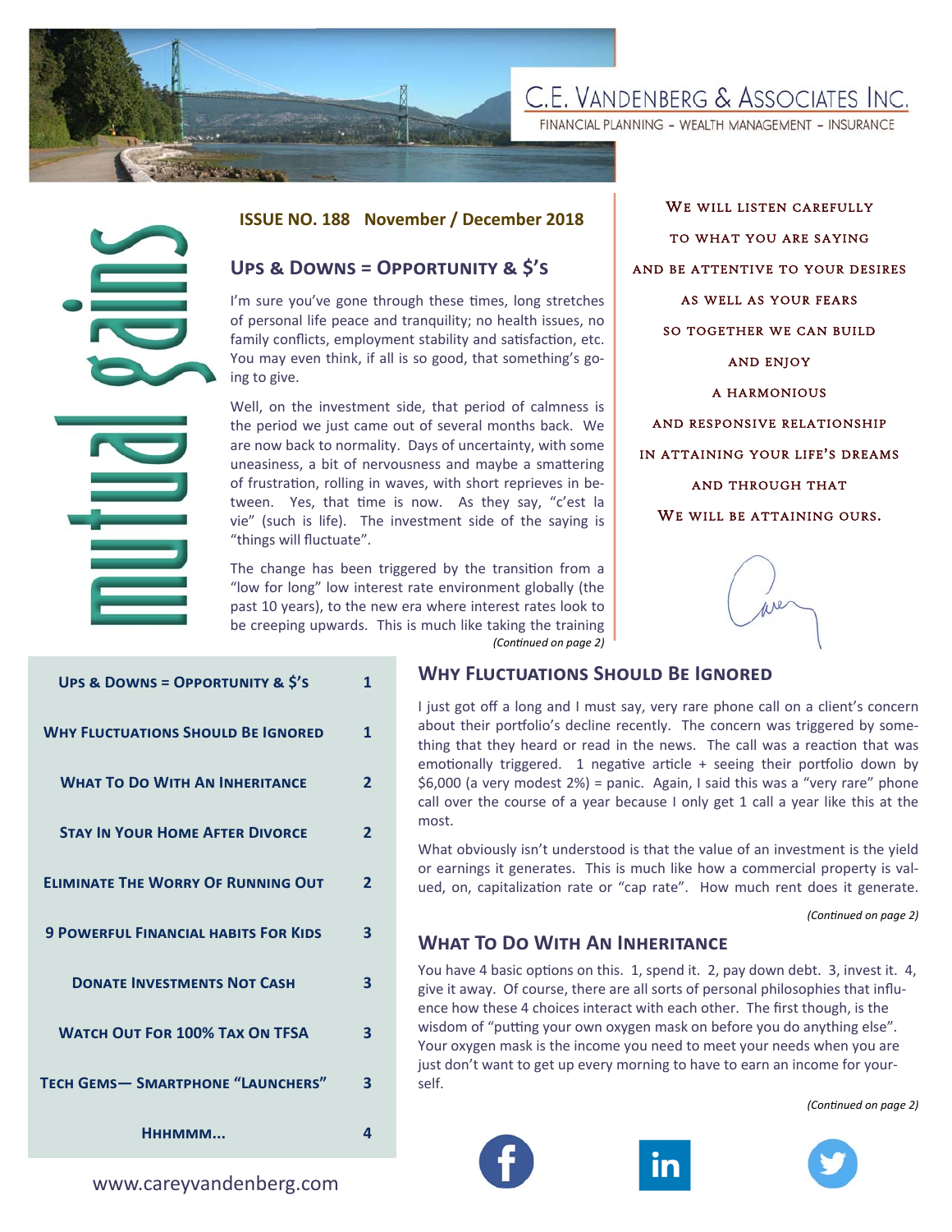# C.E. Vandenberg & Associates Inc.

FINANCIAL PLANNING - WEALTH MANAGEMENT - INSURANCE

mutual gains

**ISSUE NO. 188 November / December 2018**

## Ups & Downs = Opportunity & $'s

I'm sure you've gone through these times, long stretches of personal life peace and tranquility; no health issues, no family conflicts, employment stability and satisfaction, etc. You may even think, if all is so good, that something's going to give.

Well, on the investment side, that period of calmness is the period we just came out of several months back. We are now back to normality. Days of uncertainty, with some uneasiness, a bit of nervousness and maybe a smattering of frustration, rolling in waves, with short reprieves in between. Yes, that time is now. As they say, "c'est la vie" (such is life). The investment side of the saying is "things will fluctuate".

The change has been triggered by the transition from a "low for long" low interest rate environment globally (the past 10 years), to the new era where interest rates look to be creeping upwards. This is much like taking the training

*(Continued on page 2)*

We will listen carefully
to what you are saying
and be attentive to your desires
as well as your fears
so together we can build
and enjoy
a harmonious
and responsive relationship
in attaining your life's dreams
and through that
We will be attaining ours.

| | |
|---|---|
| Ups & Downs = Opportunity & $'s | 1 |
| Why Fluctuations Should Be Ignored | 1 |
| What To Do With An Inheritance | 2 |
| Stay In Your Home After Divorce | 2 |
| Eliminate The Worry Of Running Out | 2 |
| 9 Powerful Financial habits For Kids | 3 |
| Donate Investments Not Cash | 3 |
| Watch Out For 100% Tax On TFSA | 3 |
| Tech Gems— Smartphone "Launchers" | 3 |
| Hhhmmm... | 4 |

## Why Fluctuations Should Be Ignored

I just got off a long and I must say, very rare phone call on a client's concern about their portfolio's decline recently. The concern was triggered by something that they heard or read in the news. The call was a reaction that was emotionally triggered. 1 negative article + seeing their portfolio down by $6,000 (a very modest 2%) = panic. Again, I said this was a "very rare" phone call over the course of a year because I only get 1 call a year like this at the most.

What obviously isn't understood is that the value of an investment is the yield or earnings it generates. This is much like how a commercial property is valued, on, capitalization rate or "cap rate". How much rent does it generate.

*(Continued on page 2)*

## What To Do With An Inheritance

You have 4 basic options on this. 1, spend it. 2, pay down debt. 3, invest it. 4, give it away. Of course, there are all sorts of personal philosophies that influence how these 4 choices interact with each other. The first though, is the wisdom of "putting your own oxygen mask on before you do anything else". Your oxygen mask is the income you need to meet your needs when you are just don't want to get up every morning to have to earn an income for yourself.

*(Continued on page 2)*

www.careyvandenberg.com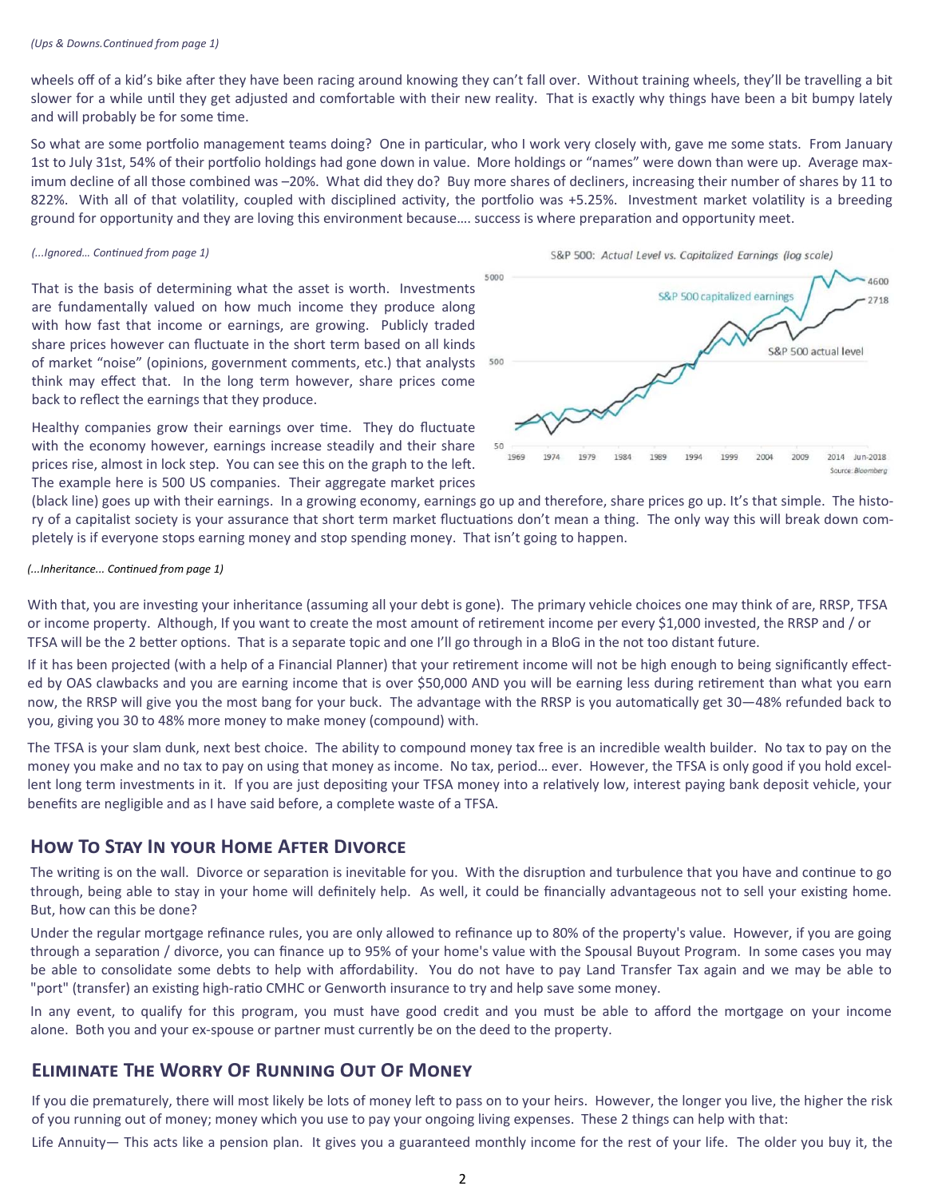*(Ups & Downs.Continued from page 1)*

wheels off of a kid's bike after they have been racing around knowing they can't fall over. Without training wheels, they'll be travelling a bit slower for a while until they get adjusted and comfortable with their new reality. That is exactly why things have been a bit bumpy lately and will probably be for some time.

So what are some portfolio management teams doing? One in particular, who I work very closely with, gave me some stats. From January 1st to July 31st, 54% of their portfolio holdings had gone down in value. More holdings or "names" were down than were up. Average maximum decline of all those combined was –20%. What did they do? Buy more shares of decliners, increasing their number of shares by 11 to 822%. With all of that volatility, coupled with disciplined activity, the portfolio was +5.25%. Investment market volatility is a breeding ground for opportunity and they are loving this environment because…. success is where preparation and opportunity meet.

*(...Ignored… Continued from page 1)*

That is the basis of determining what the asset is worth. Investments are fundamentally valued on how much income they produce along with how fast that income or earnings, are growing. Publicly traded share prices however can fluctuate in the short term based on all kinds of market "noise" (opinions, government comments, etc.) that analysts think may effect that. In the long term however, share prices come back to reflect the earnings that they produce.

Healthy companies grow their earnings over time. They do fluctuate with the economy however, earnings increase steadily and their share prices rise, almost in lock step. You can see this on the graph to the left. The example here is 500 US companies. Their aggregate market prices (black line) goes up with their earnings. In a growing economy, earnings go up and therefore, share prices go up. It's that simple. The history of a capitalist society is your assurance that short term market fluctuations don't mean a thing. The only way this will break down completely is if everyone stops earning money and stop spending money. That isn't going to happen.

*(...Inheritance... Continued from page 1)*

With that, you are investing your inheritance (assuming all your debt is gone). The primary vehicle choices one may think of are, RRSP, TFSA or income property. Although, If you want to create the most amount of retirement income per every $1,000 invested, the RRSP and / or TFSA will be the 2 better options. That is a separate topic and one I'll go through in a BloG in the not too distant future.

If it has been projected (with a help of a Financial Planner) that your retirement income will not be high enough to being significantly effected by OAS clawbacks and you are earning income that is over $50,000 AND you will be earning less during retirement than what you earn now, the RRSP will give you the most bang for your buck. The advantage with the RRSP is you automatically get 30—48% refunded back to you, giving you 30 to 48% more money to make money (compound) with.

The TFSA is your slam dunk, next best choice. The ability to compound money tax free is an incredible wealth builder. No tax to pay on the money you make and no tax to pay on using that money as income. No tax, period… ever. However, the TFSA is only good if you hold excellent long term investments in it. If you are just depositing your TFSA money into a relatively low, interest paying bank deposit vehicle, your benefits are negligible and as I have said before, a complete waste of a TFSA.

## How To Stay In your Home After Divorce

The writing is on the wall. Divorce or separation is inevitable for you. With the disruption and turbulence that you have and continue to go through, being able to stay in your home will definitely help. As well, it could be financially advantageous not to sell your existing home. But, how can this be done?

Under the regular mortgage refinance rules, you are only allowed to refinance up to 80% of the property's value. However, if you are going through a separation / divorce, you can finance up to 95% of your home's value with the Spousal Buyout Program. In some cases you may be able to consolidate some debts to help with affordability. You do not have to pay Land Transfer Tax again and we may be able to "port" (transfer) an existing high-ratio CMHC or Genworth insurance to try and help save some money.

In any event, to qualify for this program, you must have good credit and you must be able to afford the mortgage on your income alone. Both you and your ex-spouse or partner must currently be on the deed to the property.

## Eliminate The Worry Of Running Out Of Money

If you die prematurely, there will most likely be lots of money left to pass on to your heirs. However, the longer you live, the higher the risk of you running out of money; money which you use to pay your ongoing living expenses. These 2 things can help with that:

Life Annuity— This acts like a pension plan. It gives you a guaranteed monthly income for the rest of your life. The older you buy it, the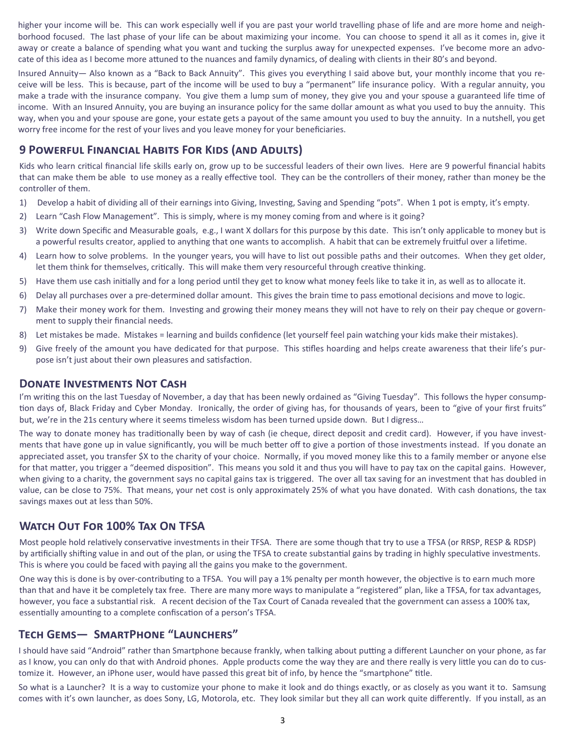higher your income will be. This can work especially well if you are past your world travelling phase of life and are more home and neighborhood focused. The last phase of your life can be about maximizing your income. You can choose to spend it all as it comes in, give it away or create a balance of spending what you want and tucking the surplus away for unexpected expenses. I've become more an advocate of this idea as I become more attuned to the nuances and family dynamics, of dealing with clients in their 80's and beyond.

Insured Annuity— Also known as a "Back to Back Annuity". This gives you everything I said above but, your monthly income that you receive will be less. This is because, part of the income will be used to buy a "permanent" life insurance policy. With a regular annuity, you make a trade with the insurance company. You give them a lump sum of money, they give you and your spouse a guaranteed life time of income. With an Insured Annuity, you are buying an insurance policy for the same dollar amount as what you used to buy the annuity. This way, when you and your spouse are gone, your estate gets a payout of the same amount you used to buy the annuity. In a nutshell, you get worry free income for the rest of your lives and you leave money for your beneficiaries.

## 9 Powerful Financial Habits For Kids (and Adults)

Kids who learn critical financial life skills early on, grow up to be successful leaders of their own lives. Here are 9 powerful financial habits that can make them be able to use money as a really effective tool. They can be the controllers of their money, rather than money be the controller of them.

1) Develop a habit of dividing all of their earnings into Giving, Investing, Saving and Spending "pots". When 1 pot is empty, it's empty.
2) Learn "Cash Flow Management". This is simply, where is my money coming from and where is it going?
3) Write down Specific and Measurable goals, e.g., I want X dollars for this purpose by this date. This isn't only applicable to money but is a powerful results creator, applied to anything that one wants to accomplish. A habit that can be extremely fruitful over a lifetime.
4) Learn how to solve problems. In the younger years, you will have to list out possible paths and their outcomes. When they get older, let them think for themselves, critically. This will make them very resourceful through creative thinking.
5) Have them use cash initially and for a long period until they get to know what money feels like to take it in, as well as to allocate it.
6) Delay all purchases over a pre-determined dollar amount. This gives the brain time to pass emotional decisions and move to logic.
7) Make their money work for them. Investing and growing their money means they will not have to rely on their pay cheque or government to supply their financial needs.
8) Let mistakes be made. Mistakes = learning and builds confidence (let yourself feel pain watching your kids make their mistakes).
9) Give freely of the amount you have dedicated for that purpose. This stifles hoarding and helps create awareness that their life's purpose isn't just about their own pleasures and satisfaction.

## Donate Investments Not Cash

I'm writing this on the last Tuesday of November, a day that has been newly ordained as "Giving Tuesday". This follows the hyper consumption days of, Black Friday and Cyber Monday. Ironically, the order of giving has, for thousands of years, been to "give of your first fruits" but, we're in the 21s century where it seems timeless wisdom has been turned upside down. But I digress…

The way to donate money has traditionally been by way of cash (ie cheque, direct deposit and credit card). However, if you have investments that have gone up in value significantly, you will be much better off to give a portion of those investments instead. If you donate an appreciated asset, you transfer $X to the charity of your choice. Normally, if you moved money like this to a family member or anyone else for that matter, you trigger a "deemed disposition". This means you sold it and thus you will have to pay tax on the capital gains. However, when giving to a charity, the government says no capital gains tax is triggered. The over all tax saving for an investment that has doubled in value, can be close to 75%. That means, your net cost is only approximately 25% of what you have donated. With cash donations, the tax savings maxes out at less than 50%.

## Watch Out For 100% Tax On TFSA

Most people hold relatively conservative investments in their TFSA. There are some though that try to use a TFSA (or RRSP, RESP & RDSP) by artificially shifting value in and out of the plan, or using the TFSA to create substantial gains by trading in highly speculative investments. This is where you could be faced with paying all the gains you make to the government.

One way this is done is by over-contributing to a TFSA. You will pay a 1% penalty per month however, the objective is to earn much more than that and have it be completely tax free. There are many more ways to manipulate a "registered" plan, like a TFSA, for tax advantages, however, you face a substantial risk. A recent decision of the Tax Court of Canada revealed that the government can assess a 100% tax, essentially amounting to a complete confiscation of a person's TFSA.

## Tech Gems— SmartPhone "Launchers"

I should have said "Android" rather than Smartphone because frankly, when talking about putting a different Launcher on your phone, as far as I know, you can only do that with Android phones. Apple products come the way they are and there really is very little you can do to customize it. However, an iPhone user, would have passed this great bit of info, by hence the "smartphone" title.

So what is a Launcher? It is a way to customize your phone to make it look and do things exactly, or as closely as you want it to. Samsung comes with it's own launcher, as does Sony, LG, Motorola, etc. They look similar but they all can work quite differently. If you install, as an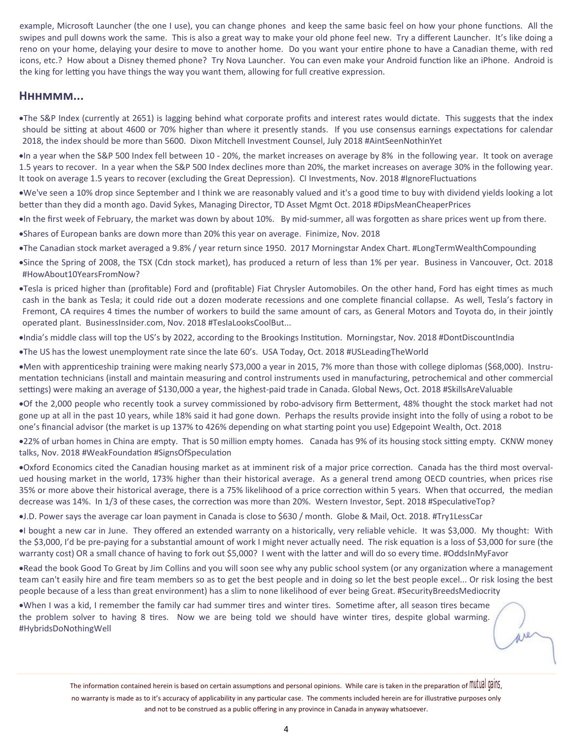example, Microsoft Launcher (the one I use), you can change phones and keep the same basic feel on how your phone functions. All the swipes and pull downs work the same. This is also a great way to make your old phone feel new. Try a different Launcher. It's like doing a reno on your home, delaying your desire to move to another home. Do you want your entire phone to have a Canadian theme, with red icons, etc.? How about a Disney themed phone? Try Nova Launcher. You can even make your Android function like an iPhone. Android is the king for letting you have things the way you want them, allowing for full creative expression.

## Hhhmmm...

- The S&P Index (currently at 2651) is lagging behind what corporate profits and interest rates would dictate. This suggests that the index should be sitting at about 4600 or 70% higher than where it presently stands. If you use consensus earnings expectations for calendar 2018, the index should be more than 5600. Dixon Mitchell Investment Counsel, July 2018 #AintSeenNothinYet
- In a year when the S&P 500 Index fell between 10 - 20%, the market increases on average by 8% in the following year. It took on average 1.5 years to recover. In a year when the S&P 500 Index declines more than 20%, the market increases on average 30% in the following year. It took on average 1.5 years to recover (excluding the Great Depression). CI Investments, Nov. 2018 #IgnoreFluctuations
- We've seen a 10% drop since September and I think we are reasonably valued and it's a good time to buy with dividend yields looking a lot better than they did a month ago. David Sykes, Managing Director, TD Asset Mgmt Oct. 2018 #DipsMeanCheaperPrices
- In the first week of February, the market was down by about 10%. By mid-summer, all was forgotten as share prices went up from there.
- Shares of European banks are down more than 20% this year on average. Finimize, Nov. 2018
- The Canadian stock market averaged a 9.8% / year return since 1950. 2017 Morningstar Andex Chart. #LongTermWealthCompounding
- Since the Spring of 2008, the TSX (Cdn stock market), has produced a return of less than 1% per year. Business in Vancouver, Oct. 2018 #HowAbout10YearsFromNow?
- Tesla is priced higher than (profitable) Ford and (profitable) Fiat Chrysler Automobiles. On the other hand, Ford has eight times as much cash in the bank as Tesla; it could ride out a dozen moderate recessions and one complete financial collapse. As well, Tesla's factory in Fremont, CA requires 4 times the number of workers to build the same amount of cars, as General Motors and Toyota do, in their jointly operated plant. BusinessInsider.com, Nov. 2018 #TeslaLooksCoolBut...
- India's middle class will top the US's by 2022, according to the Brookings Institution. Morningstar, Nov. 2018 #DontDiscountIndia
- The US has the lowest unemployment rate since the late 60's. USA Today, Oct. 2018 #USLeadingTheWorld
- Men with apprenticeship training were making nearly $73,000 a year in 2015, 7% more than those with college diplomas ($68,000). Instrumentation technicians (install and maintain measuring and control instruments used in manufacturing, petrochemical and other commercial settings) were making an average of $130,000 a year, the highest-paid trade in Canada. Global News, Oct. 2018 #SkillsAreValuable
- Of the 2,000 people who recently took a survey commissioned by robo-advisory firm Betterment, 48% thought the stock market had not gone up at all in the past 10 years, while 18% said it had gone down. Perhaps the results provide insight into the folly of using a robot to be one's financial advisor (the market is up 137% to 426% depending on what starting point you use) Edgepoint Wealth, Oct. 2018
- 22% of urban homes in China are empty. That is 50 million empty homes. Canada has 9% of its housing stock sitting empty. CKNW money talks, Nov. 2018 #WeakFoundation #SignsOfSpeculation
- Oxford Economics cited the Canadian housing market as at imminent risk of a major price correction. Canada has the third most overvalued housing market in the world, 173% higher than their historical average. As a general trend among OECD countries, when prices rise 35% or more above their historical average, there is a 75% likelihood of a price correction within 5 years. When that occurred, the median decrease was 14%. In 1/3 of these cases, the correction was more than 20%. Western Investor, Sept. 2018 #SpeculativeTop?
- J.D. Power says the average car loan payment in Canada is close to $630 / month. Globe & Mail, Oct. 2018. #Try1LessCar
- I bought a new car in June. They offered an extended warranty on a historically, very reliable vehicle. It was $3,000. My thought: With the $3,000, I'd be pre-paying for a substantial amount of work I might never actually need. The risk equation is a loss of $3,000 for sure (the warranty cost) OR a small chance of having to fork out $5,000? I went with the latter and will do so every time. #OddsInMyFavor
- Read the book Good To Great by Jim Collins and you will soon see why any public school system (or any organization where a management team can't easily hire and fire team members so as to get the best people and in doing so let the best people excel... Or risk losing the best people because of a less than great environment) has a slim to none likelihood of ever being Great. #SecurityBreedsMediocrity
- When I was a kid, I remember the family car had summer tires and winter tires. Sometime after, all season tires became the problem solver to having 8 tires. Now we are being told we should have winter tires, despite global warming. #HybridsDoNothingWell

The information contained herein is based on certain assumptions and personal opinions. While care is taken in the preparation of mutual gains, no warranty is made as to it's accuracy of applicability in any particular case. The comments included herein are for illustrative purposes only and not to be construed as a public offering in any province in Canada in anyway whatsoever.